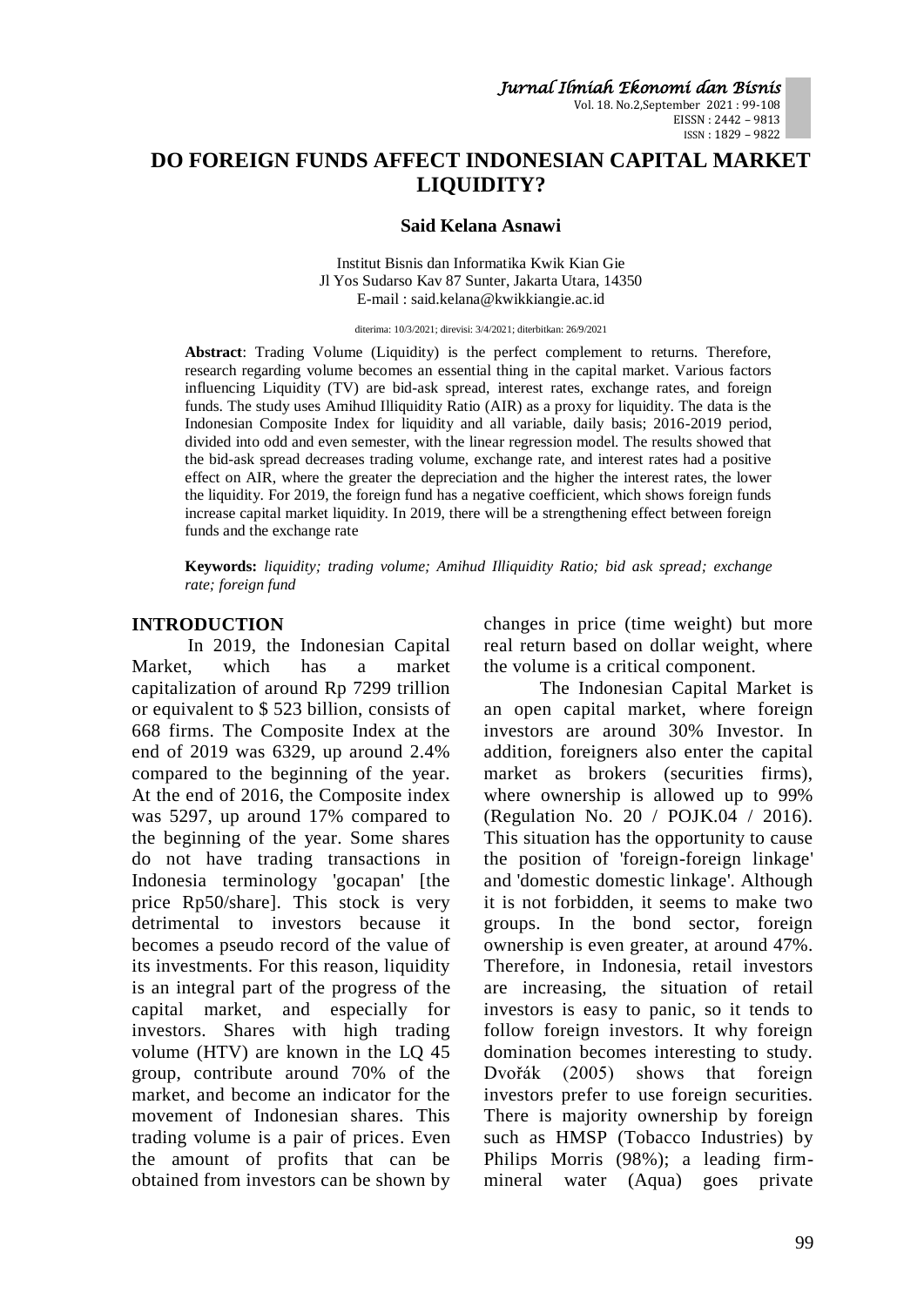# DO FOREIGN FUNDS AFFECT INDONESIAN CAPITAL MARKET LIQUIDITY?

**Said Kelana Asnawi**

Institut Bisnis dan Informatika Kwik Kian Gie
Jl Yos Sudarso Kav 87 Sunter, Jakarta Utara, 14350
E-mail : said.kelana@kwikkiangie.ac.id

diterima: 10/3/2021; direvisi: 3/4/2021; diterbitkan: 26/9/2021

**Abstract**: Trading Volume (Liquidity) is the perfect complement to returns. Therefore, research regarding volume becomes an essential thing in the capital market. Various factors influencing Liquidity (TV) are bid-ask spread, interest rates, exchange rates, and foreign funds. The study uses Amihud Illiquidity Ratio (AIR) as a proxy for liquidity. The data is the Indonesian Composite Index for liquidity and all variable, daily basis; 2016-2019 period, divided into odd and even semester, with the linear regression model. The results showed that the bid-ask spread decreases trading volume, exchange rate, and interest rates had a positive effect on AIR, where the greater the depreciation and the higher the interest rates, the lower the liquidity. For 2019, the foreign fund has a negative coefficient, which shows foreign funds increase capital market liquidity. In 2019, there will be a strengthening effect between foreign funds and the exchange rate

**Keywords:** *liquidity; trading volume; Amihud Illiquidity Ratio; bid ask spread; exchange rate; foreign fund*

## INTRODUCTION

In 2019, the Indonesian Capital Market, which has a market capitalization of around Rp 7299 trillion or equivalent to \$ 523 billion, consists of 668 firms. The Composite Index at the end of 2019 was 6329, up around 2.4% compared to the beginning of the year. At the end of 2016, the Composite index was 5297, up around 17% compared to the beginning of the year. Some shares do not have trading transactions in Indonesia terminology 'gocapan' [the price Rp50/share]. This stock is very detrimental to investors because it becomes a pseudo record of the value of its investments. For this reason, liquidity is an integral part of the progress of the capital market, and especially for investors. Shares with high trading volume (HTV) are known in the LQ 45 group, contribute around 70% of the market, and become an indicator for the movement of Indonesian shares. This trading volume is a pair of prices. Even the amount of profits that can be obtained from investors can be shown by changes in price (time weight) but more real return based on dollar weight, where the volume is a critical component.

The Indonesian Capital Market is an open capital market, where foreign investors are around 30% Investor. In addition, foreigners also enter the capital market as brokers (securities firms), where ownership is allowed up to 99% (Regulation No. 20 / POJK.04 / 2016). This situation has the opportunity to cause the position of 'foreign-foreign linkage' and 'domestic domestic linkage'. Although it is not forbidden, it seems to make two groups. In the bond sector, foreign ownership is even greater, at around 47%. Therefore, in Indonesia, retail investors are increasing, the situation of retail investors is easy to panic, so it tends to follow foreign investors. It why foreign domination becomes interesting to study. Dvořák (2005) shows that foreign investors prefer to use foreign securities. There is majority ownership by foreign such as HMSP (Tobacco Industries) by Philips Morris (98%); a leading firm-mineral water (Aqua) goes private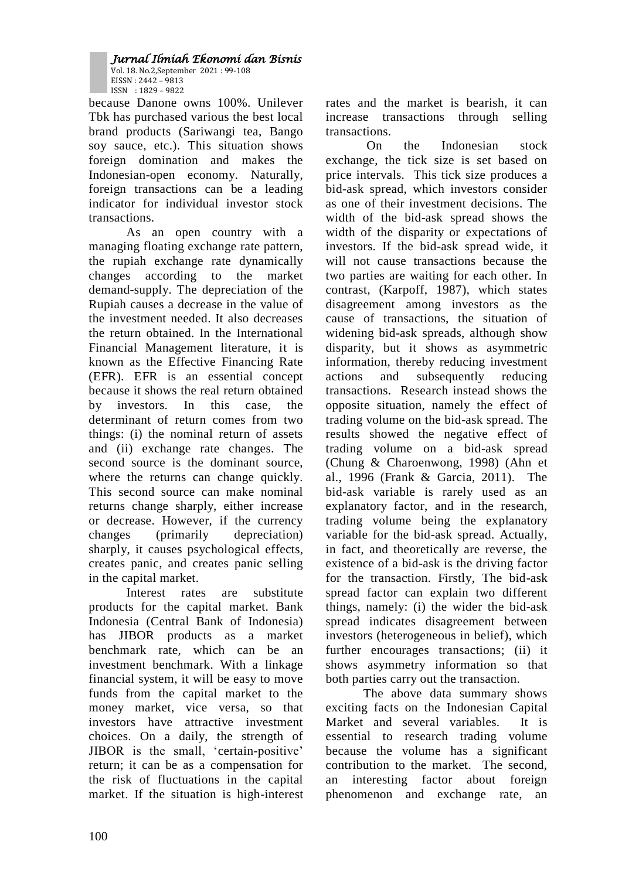because Danone owns 100%. Unilever Tbk has purchased various the best local brand products (Sariwangi tea, Bango soy sauce, etc.). This situation shows foreign domination and makes the Indonesian-open economy. Naturally, foreign transactions can be a leading indicator for individual investor stock transactions.

As an open country with a managing floating exchange rate pattern, the rupiah exchange rate dynamically changes according to the market demand-supply. The depreciation of the Rupiah causes a decrease in the value of the investment needed. It also decreases the return obtained. In the International Financial Management literature, it is known as the Effective Financing Rate (EFR). EFR is an essential concept because it shows the real return obtained by investors. In this case, the determinant of return comes from two things: (i) the nominal return of assets and (ii) exchange rate changes. The second source is the dominant source, where the returns can change quickly. This second source can make nominal returns change sharply, either increase or decrease. However, if the currency changes (primarily depreciation) sharply, it causes psychological effects, creates panic, and creates panic selling in the capital market.

Interest rates are substitute products for the capital market. Bank Indonesia (Central Bank of Indonesia) has JIBOR products as a market benchmark rate, which can be an investment benchmark. With a linkage financial system, it will be easy to move funds from the capital market to the money market, vice versa, so that investors have attractive investment choices. On a daily, the strength of JIBOR is the small, 'certain-positive' return; it can be as a compensation for the risk of fluctuations in the capital market. If the situation is high-interest rates and the market is bearish, it can increase transactions through selling transactions.

On the Indonesian stock exchange, the tick size is set based on price intervals. This tick size produces a bid-ask spread, which investors consider as one of their investment decisions. The width of the bid-ask spread shows the width of the disparity or expectations of investors. If the bid-ask spread wide, it will not cause transactions because the two parties are waiting for each other. In contrast, (Karpoff, 1987), which states disagreement among investors as the cause of transactions, the situation of widening bid-ask spreads, although show disparity, but it shows as asymmetric information, thereby reducing investment actions and subsequently reducing transactions. Research instead shows the opposite situation, namely the effect of trading volume on the bid-ask spread. The results showed the negative effect of trading volume on a bid-ask spread (Chung & Charoenwong, 1998) (Ahn et al., 1996 (Frank & Garcia, 2011). The bid-ask variable is rarely used as an explanatory factor, and in the research, trading volume being the explanatory variable for the bid-ask spread. Actually, in fact, and theoretically are reverse, the existence of a bid-ask is the driving factor for the transaction. Firstly, The bid-ask spread factor can explain two different things, namely: (i) the wider the bid-ask spread indicates disagreement between investors (heterogeneous in belief), which further encourages transactions; (ii) it shows asymmetry information so that both parties carry out the transaction.

The above data summary shows exciting facts on the Indonesian Capital Market and several variables. It is essential to research trading volume because the volume has a significant contribution to the market. The second, an interesting factor about foreign phenomenon and exchange rate, an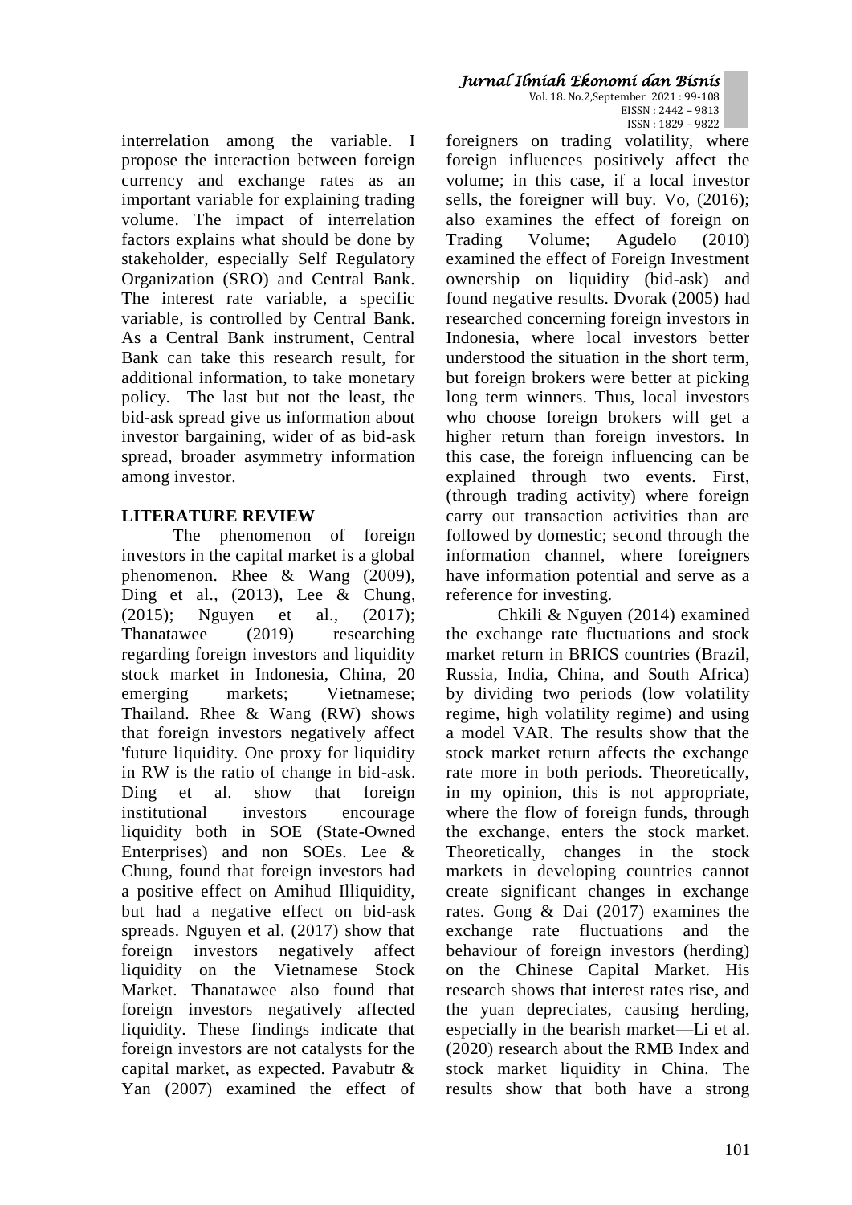interrelation among the variable. I propose the interaction between foreign currency and exchange rates as an important variable for explaining trading volume. The impact of interrelation factors explains what should be done by stakeholder, especially Self Regulatory Organization (SRO) and Central Bank. The interest rate variable, a specific variable, is controlled by Central Bank. As a Central Bank instrument, Central Bank can take this research result, for additional information, to take monetary policy. The last but not the least, the bid-ask spread give us information about investor bargaining, wider of as bid-ask spread, broader asymmetry information among investor.

## LITERATURE REVIEW

The phenomenon of foreign investors in the capital market is a global phenomenon. Rhee & Wang (2009), Ding et al., (2013), Lee & Chung, (2015); Nguyen et al., (2017); Thanatawee (2019) researching regarding foreign investors and liquidity stock market in Indonesia, China, 20 emerging markets; Vietnamese; Thailand. Rhee & Wang (RW) shows that foreign investors negatively affect 'future liquidity. One proxy for liquidity in RW is the ratio of change in bid-ask. Ding et al. show that foreign institutional investors encourage liquidity both in SOE (State-Owned Enterprises) and non SOEs. Lee & Chung, found that foreign investors had a positive effect on Amihud Illiquidity, but had a negative effect on bid-ask spreads. Nguyen et al. (2017) show that foreign investors negatively affect liquidity on the Vietnamese Stock Market. Thanatawee also found that foreign investors negatively affected liquidity. These findings indicate that foreign investors are not catalysts for the capital market, as expected. Pavabutr & Yan (2007) examined the effect of foreigners on trading volatility, where foreign influences positively affect the volume; in this case, if a local investor sells, the foreigner will buy. Vo, (2016); also examines the effect of foreign on Trading Volume; Agudelo (2010) examined the effect of Foreign Investment ownership on liquidity (bid-ask) and found negative results. Dvorak (2005) had researched concerning foreign investors in Indonesia, where local investors better understood the situation in the short term, but foreign brokers were better at picking long term winners. Thus, local investors who choose foreign brokers will get a higher return than foreign investors. In this case, the foreign influencing can be explained through two events. First, (through trading activity) where foreign carry out transaction activities than are followed by domestic; second through the information channel, where foreigners have information potential and serve as a reference for investing.

Chkili & Nguyen (2014) examined the exchange rate fluctuations and stock market return in BRICS countries (Brazil, Russia, India, China, and South Africa) by dividing two periods (low volatility regime, high volatility regime) and using a model VAR. The results show that the stock market return affects the exchange rate more in both periods. Theoretically, in my opinion, this is not appropriate, where the flow of foreign funds, through the exchange, enters the stock market. Theoretically, changes in the stock markets in developing countries cannot create significant changes in exchange rates. Gong & Dai (2017) examines the exchange rate fluctuations and the behaviour of foreign investors (herding) on the Chinese Capital Market. His research shows that interest rates rise, and the yuan depreciates, causing herding, especially in the bearish market—Li et al. (2020) research about the RMB Index and stock market liquidity in China. The results show that both have a strong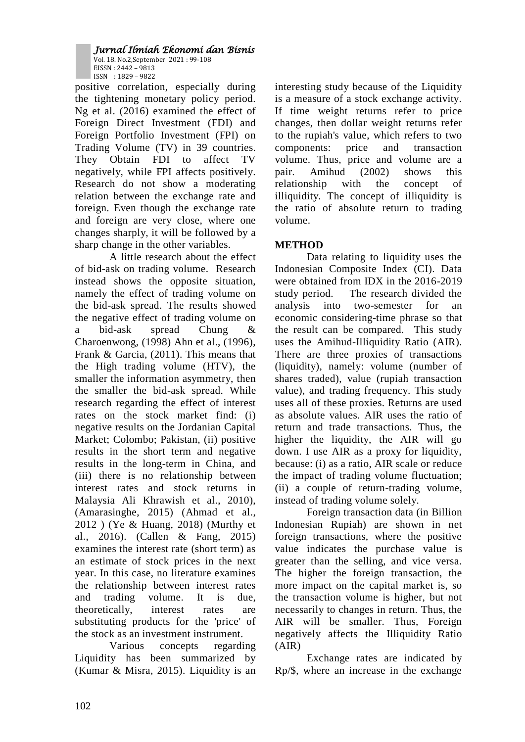positive correlation, especially during the tightening monetary policy period. Ng et al. (2016) examined the effect of Foreign Direct Investment (FDI) and Foreign Portfolio Investment (FPI) on Trading Volume (TV) in 39 countries. They Obtain FDI to affect TV negatively, while FPI affects positively. Research do not show a moderating relation between the exchange rate and foreign. Even though the exchange rate and foreign are very close, where one changes sharply, it will be followed by a sharp change in the other variables.

A little research about the effect of bid-ask on trading volume. Research instead shows the opposite situation, namely the effect of trading volume on the bid-ask spread. The results showed the negative effect of trading volume on a bid-ask spread Chung & Charoenwong, (1998) Ahn et al., (1996), Frank & Garcia, (2011). This means that the High trading volume (HTV), the smaller the information asymmetry, then the smaller the bid-ask spread. While research regarding the effect of interest rates on the stock market find: (i) negative results on the Jordanian Capital Market; Colombo; Pakistan, (ii) positive results in the short term and negative results in the long-term in China, and (iii) there is no relationship between interest rates and stock returns in Malaysia Ali Khrawish et al., 2010), (Amarasinghe, 2015) (Ahmad et al., 2012 ) (Ye & Huang, 2018) (Murthy et al., 2016). (Callen & Fang, 2015) examines the interest rate (short term) as an estimate of stock prices in the next year. In this case, no literature examines the relationship between interest rates and trading volume. It is due, theoretically, interest rates are substituting products for the 'price' of the stock as an investment instrument.

Various concepts regarding Liquidity has been summarized by (Kumar & Misra, 2015). Liquidity is an interesting study because of the Liquidity is a measure of a stock exchange activity. If time weight returns refer to price changes, then dollar weight returns refer to the rupiah's value, which refers to two components: price and transaction volume. Thus, price and volume are a pair. Amihud (2002) shows this relationship with the concept of illiquidity. The concept of illiquidity is the ratio of absolute return to trading volume.

## METHOD

Data relating to liquidity uses the Indonesian Composite Index (CI). Data were obtained from IDX in the 2016-2019 study period. The research divided the analysis into two-semester for an economic considering-time phrase so that the result can be compared. This study uses the Amihud-Illiquidity Ratio (AIR). There are three proxies of transactions (liquidity), namely: volume (number of shares traded), value (rupiah transaction value), and trading frequency. This study uses all of these proxies. Returns are used as absolute values. AIR uses the ratio of return and trade transactions. Thus, the higher the liquidity, the AIR will go down. I use AIR as a proxy for liquidity, because: (i) as a ratio, AIR scale or reduce the impact of trading volume fluctuation; (ii) a couple of return-trading volume, instead of trading volume solely.

Foreign transaction data (in Billion Indonesian Rupiah) are shown in net foreign transactions, where the positive value indicates the purchase value is greater than the selling, and vice versa. The higher the foreign transaction, the more impact on the capital market is, so the transaction volume is higher, but not necessarily to changes in return. Thus, the AIR will be smaller. Thus, Foreign negatively affects the Illiquidity Ratio (AIR)

Exchange rates are indicated by Rp/$, where an increase in the exchange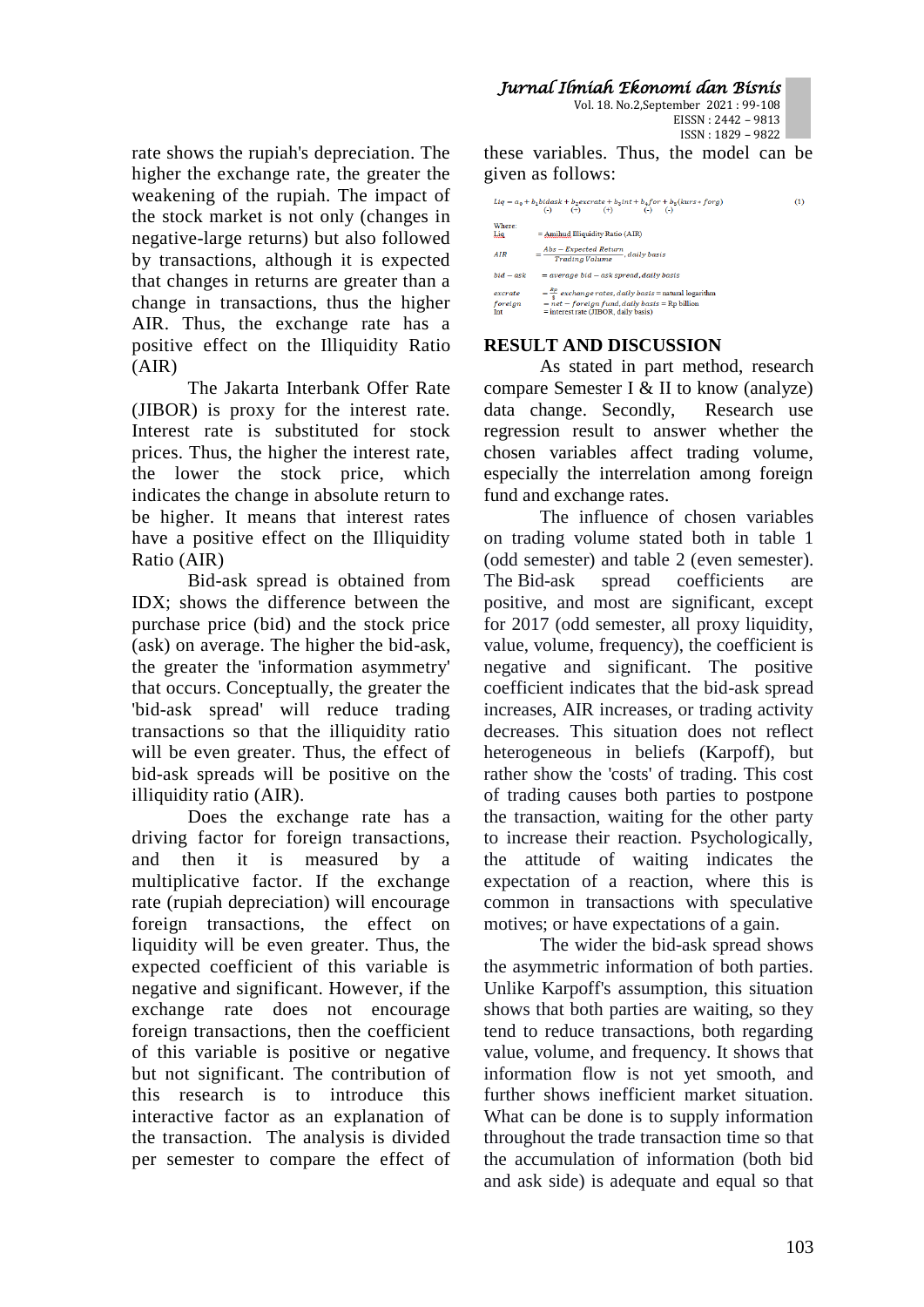rate shows the rupiah's depreciation. The higher the exchange rate, the greater the weakening of the rupiah. The impact of the stock market is not only (changes in negative-large returns) but also followed by transactions, although it is expected that changes in returns are greater than a change in transactions, thus the higher AIR. Thus, the exchange rate has a positive effect on the Illiquidity Ratio (AIR)

The Jakarta Interbank Offer Rate (JIBOR) is proxy for the interest rate. Interest rate is substituted for stock prices. Thus, the higher the interest rate, the lower the stock price, which indicates the change in absolute return to be higher. It means that interest rates have a positive effect on the Illiquidity Ratio (AIR)

Bid-ask spread is obtained from IDX; shows the difference between the purchase price (bid) and the stock price (ask) on average. The higher the bid-ask, the greater the 'information asymmetry' that occurs. Conceptually, the greater the 'bid-ask spread' will reduce trading transactions so that the illiquidity ratio will be even greater. Thus, the effect of bid-ask spreads will be positive on the illiquidity ratio (AIR).

Does the exchange rate has a driving factor for foreign transactions, and then it is measured by a multiplicative factor. If the exchange rate (rupiah depreciation) will encourage foreign transactions, the effect on liquidity will be even greater. Thus, the expected coefficient of this variable is negative and significant. However, if the exchange rate does not encourage foreign transactions, then the coefficient of this variable is positive or negative but not significant. The contribution of this research is to introduce this interactive factor as an explanation of the transaction. The analysis is divided per semester to compare the effect of these variables. Thus, the model can be given as follows:

$$Liq = a_0 + b_1 bidask + b_2 excrate + b_3 int + b_4 for + b_5 (kurs * forg) \qquad (1)$$
$$\qquad\quad (-) \qquad (-) \qquad (+) \qquad (-) \qquad (-)$$

Where:

Liq = Amihud Illiquidity Ratio (AIR)

$AIR = \frac{Abs - Expected\ Return}{Trading\ Volume}$, daily basis

$bid - ask$ = average bid – ask spread, daily basis

$excrate = \frac{Rp}{\$}$ exchange rates, daily basis = natural logarithm

$foreign$ = net – foreign fund, daily basis = Rp billion

Int = interest rate (JIBOR, daily basis)

## RESULT AND DISCUSSION

As stated in part method, research compare Semester I & II to know (analyze) data change. Secondly, Research use regression result to answer whether the chosen variables affect trading volume, especially the interrelation among foreign fund and exchange rates.

The influence of chosen variables on trading volume stated both in table 1 (odd semester) and table 2 (even semester). The Bid-ask spread coefficients are positive, and most are significant, except for 2017 (odd semester, all proxy liquidity, value, volume, frequency), the coefficient is negative and significant. The positive coefficient indicates that the bid-ask spread increases, AIR increases, or trading activity decreases. This situation does not reflect heterogeneous in beliefs (Karpoff), but rather show the 'costs' of trading. This cost of trading causes both parties to postpone the transaction, waiting for the other party to increase their reaction. Psychologically, the attitude of waiting indicates the expectation of a reaction, where this is common in transactions with speculative motives; or have expectations of a gain.

The wider the bid-ask spread shows the asymmetric information of both parties. Unlike Karpoff's assumption, this situation shows that both parties are waiting, so they tend to reduce transactions, both regarding value, volume, and frequency. It shows that information flow is not yet smooth, and further shows inefficient market situation. What can be done is to supply information throughout the trade transaction time so that the accumulation of information (both bid and ask side) is adequate and equal so that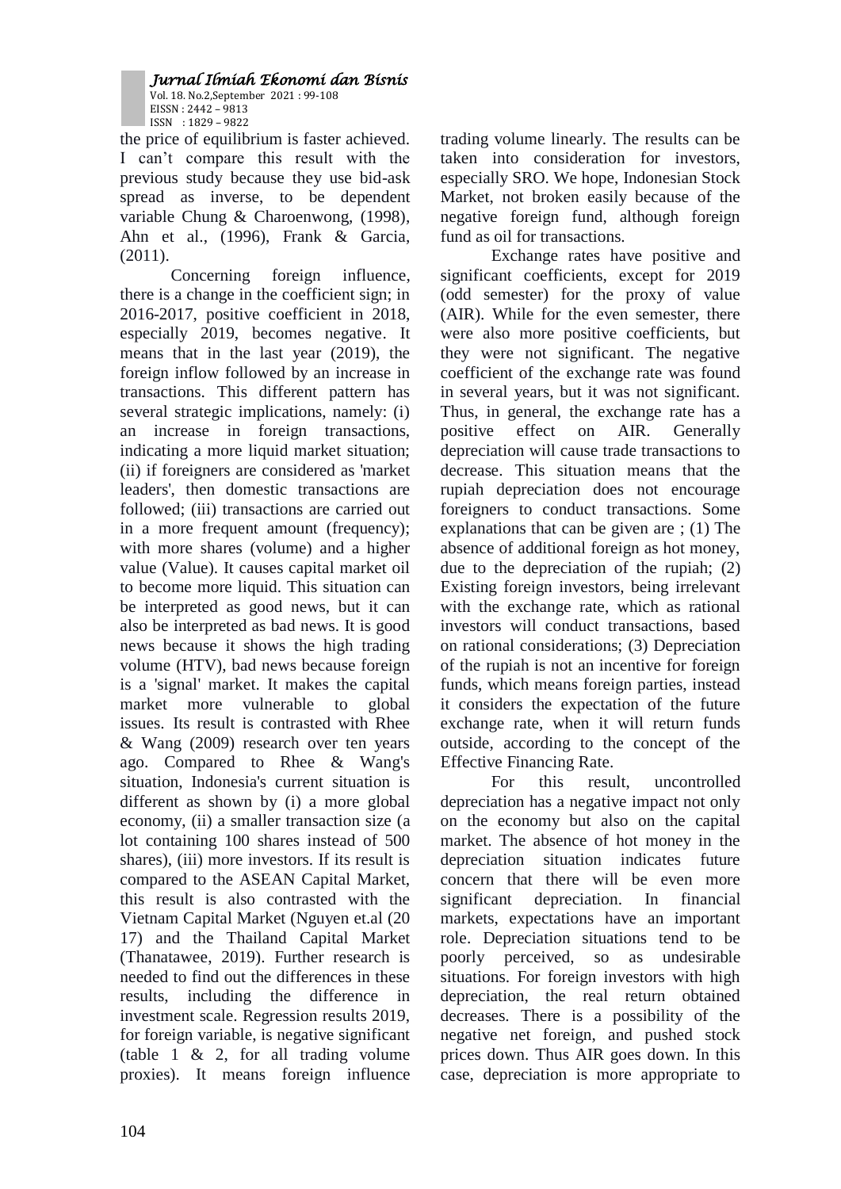the price of equilibrium is faster achieved. I can't compare this result with the previous study because they use bid-ask spread as inverse, to be dependent variable Chung & Charoenwong, (1998), Ahn et al., (1996), Frank & Garcia, (2011).

Concerning foreign influence, there is a change in the coefficient sign; in 2016-2017, positive coefficient in 2018, especially 2019, becomes negative. It means that in the last year (2019), the foreign inflow followed by an increase in transactions. This different pattern has several strategic implications, namely: (i) an increase in foreign transactions, indicating a more liquid market situation; (ii) if foreigners are considered as 'market leaders', then domestic transactions are followed; (iii) transactions are carried out in a more frequent amount (frequency); with more shares (volume) and a higher value (Value). It causes capital market oil to become more liquid. This situation can be interpreted as good news, but it can also be interpreted as bad news. It is good news because it shows the high trading volume (HTV), bad news because foreign is a 'signal' market. It makes the capital market more vulnerable to global issues. Its result is contrasted with Rhee & Wang (2009) research over ten years ago. Compared to Rhee & Wang's situation, Indonesia's current situation is different as shown by (i) a more global economy, (ii) a smaller transaction size (a lot containing 100 shares instead of 500 shares), (iii) more investors. If its result is compared to the ASEAN Capital Market, this result is also contrasted with the Vietnam Capital Market (Nguyen et.al (20 17) and the Thailand Capital Market (Thanatawee, 2019). Further research is needed to find out the differences in these results, including the difference in investment scale. Regression results 2019, for foreign variable, is negative significant (table 1 & 2, for all trading volume proxies). It means foreign influence trading volume linearly. The results can be taken into consideration for investors, especially SRO. We hope, Indonesian Stock Market, not broken easily because of the negative foreign fund, although foreign fund as oil for transactions.

Exchange rates have positive and significant coefficients, except for 2019 (odd semester) for the proxy of value (AIR). While for the even semester, there were also more positive coefficients, but they were not significant. The negative coefficient of the exchange rate was found in several years, but it was not significant. Thus, in general, the exchange rate has a positive effect on AIR. Generally depreciation will cause trade transactions to decrease. This situation means that the rupiah depreciation does not encourage foreigners to conduct transactions. Some explanations that can be given are ; (1) The absence of additional foreign as hot money, due to the depreciation of the rupiah; (2) Existing foreign investors, being irrelevant with the exchange rate, which as rational investors will conduct transactions, based on rational considerations; (3) Depreciation of the rupiah is not an incentive for foreign funds, which means foreign parties, instead it considers the expectation of the future exchange rate, when it will return funds outside, according to the concept of the Effective Financing Rate.

For this result, uncontrolled depreciation has a negative impact not only on the economy but also on the capital market. The absence of hot money in the depreciation situation indicates future concern that there will be even more significant depreciation. In financial markets, expectations have an important role. Depreciation situations tend to be poorly perceived, so as undesirable situations. For foreign investors with high depreciation, the real return obtained decreases. There is a possibility of the negative net foreign, and pushed stock prices down. Thus AIR goes down. In this case, depreciation is more appropriate to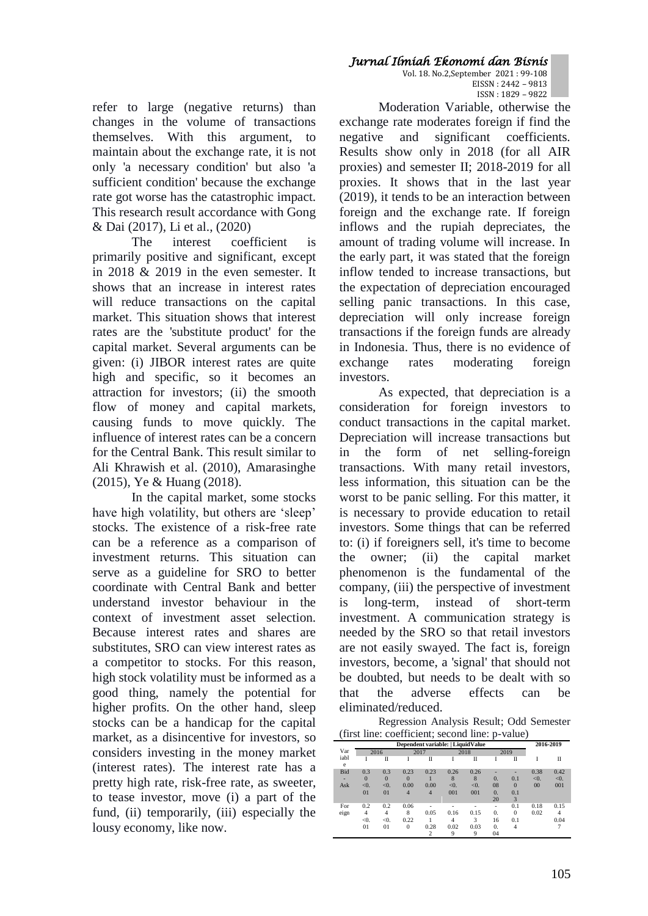refer to large (negative returns) than changes in the volume of transactions themselves. With this argument, to maintain about the exchange rate, it is not only 'a necessary condition' but also 'a sufficient condition' because the exchange rate got worse has the catastrophic impact. This research result accordance with Gong & Dai (2017), Li et al., (2020)

The interest coefficient is primarily positive and significant, except in 2018 & 2019 in the even semester. It shows that an increase in interest rates will reduce transactions on the capital market. This situation shows that interest rates are the 'substitute product' for the capital market. Several arguments can be given: (i) JIBOR interest rates are quite high and specific, so it becomes an attraction for investors; (ii) the smooth flow of money and capital markets, causing funds to move quickly. The influence of interest rates can be a concern for the Central Bank. This result similar to Ali Khrawish et al. (2010), Amarasinghe (2015), Ye & Huang (2018).

In the capital market, some stocks have high volatility, but others are 'sleep' stocks. The existence of a risk-free rate can be a reference as a comparison of investment returns. This situation can serve as a guideline for SRO to better coordinate with Central Bank and better understand investor behaviour in the context of investment asset selection. Because interest rates and shares are substitutes, SRO can view interest rates as a competitor to stocks. For this reason, high stock volatility must be informed as a good thing, namely the potential for higher profits. On the other hand, sleep stocks can be a handicap for the capital market, as a disincentive for investors, so considers investing in the money market (interest rates). The interest rate has a pretty high rate, risk-free rate, as sweeter, to tease investor, move (i) a part of the fund, (ii) temporarily, (iii) especially the lousy economy, like now.

Moderation Variable, otherwise the exchange rate moderates foreign if find the negative and significant coefficients. Results show only in 2018 (for all AIR proxies) and semester II; 2018-2019 for all proxies. It shows that in the last year (2019), it tends to be an interaction between foreign and the exchange rate. If foreign inflows and the rupiah depreciates, the amount of trading volume will increase. In the early part, it was stated that the foreign inflow tended to increase transactions, but the expectation of depreciation encouraged selling panic transactions. In this case, depreciation will only increase foreign transactions if the foreign funds are already in Indonesia. Thus, there is no evidence of exchange rates moderating foreign investors.

As expected, that depreciation is a consideration for foreign investors to conduct transactions in the capital market. Depreciation will increase transactions but in the form of net selling-foreign transactions. With many retail investors, less information, this situation can be the worst to be panic selling. For this matter, it is necessary to provide education to retail investors. Some things that can be referred to: (i) if foreigners sell, it's time to become the owner; (ii) the capital market phenomenon is the fundamental of the company, (iii) the perspective of investment is long-term, instead of short-term investment. A communication strategy is needed by the SRO so that retail investors are not easily swayed. The fact is, foreign investors, become, a 'signal' that should not be doubted, but needs to be dealt with so that the adverse effects can be eliminated/reduced.

Regression Analysis Result; Odd Semester (first line: coefficient; second line: p-value)

| Variable | Dependent variable: \| LiquidValue | | | | | | | | 2016-2019 | |
|---|---|---|---|---|---|---|---|---|---|---|
| | 2016 | | 2017 | | 2018 | | 2019 | | | |
| | I | II | I | II | I | II | I | II | I | II |
| Bid-Ask | 0.30 | 0.30 | 0.230 | 0.231 | 0.268 | 0.268 | -0.08 | -0.10 | 0.38 | 0.42 |
| | <0.01 | <0.01 | 0.004 | 0.004 | <0.001 | <0.001 | 0.20 | 0.13 | <0.00 | <0.001 |
| Foreign | 0.24 | 0.24 | 0.068 | -0.051 | -0.164 | -0.153 | -0.16 | 0.10 | 0.18 | 0.15 |
| | <0.01 | <0.01 | 0.220 | 0.282 | 0.029 | 0.039 | 0.04 | 0.14 | 0.02 | 0.047 |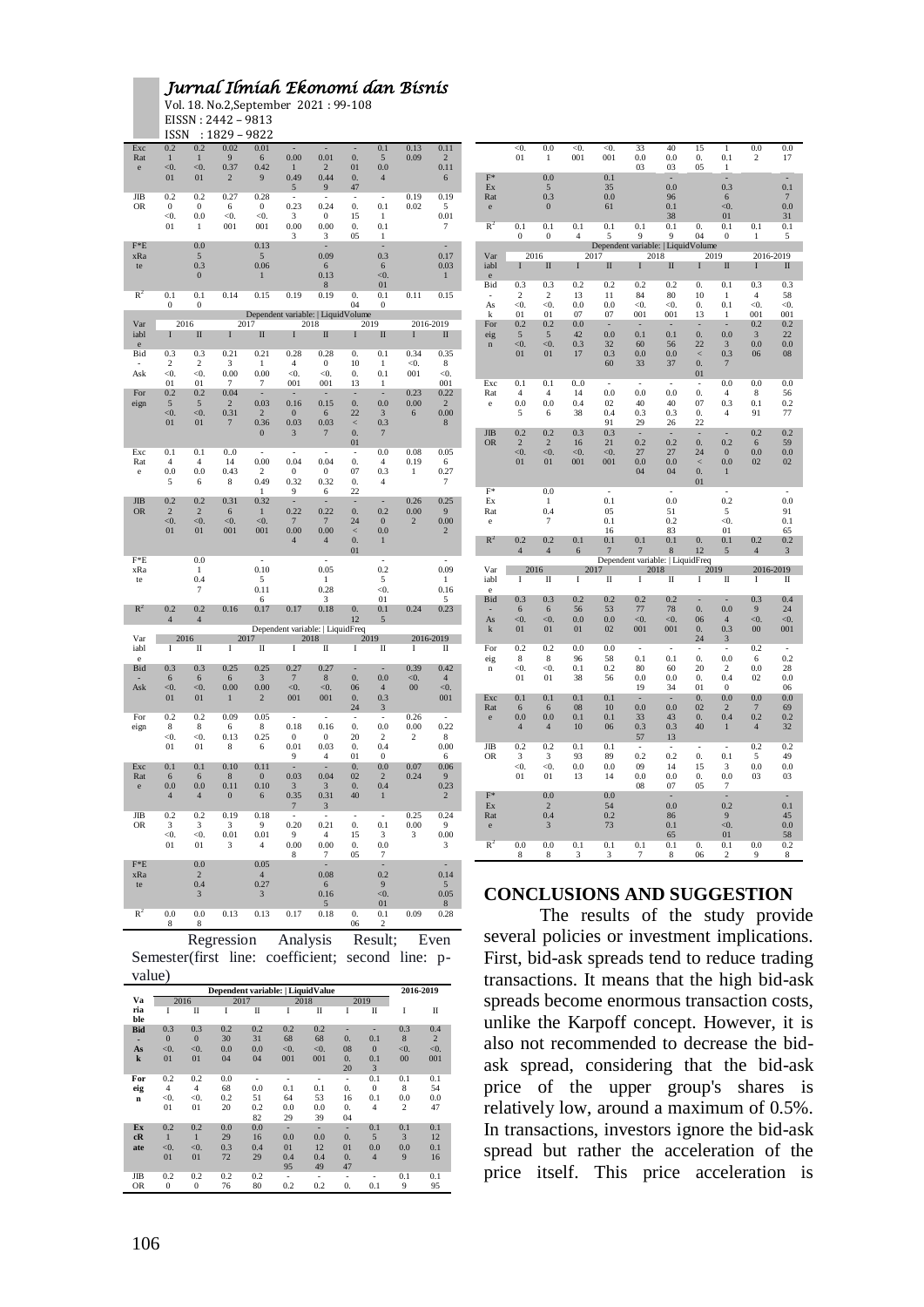| Variable | 2016 I | 2016 II | 2017 I | 2017 II | 2018 I | 2018 II | 2019 I | 2019 II | 2016-2019 I | 2016-2019 II |
|---|---|---|---|---|---|---|---|---|---|---|
| Exc Rate | 0.21 | 0.21 | 0.029 | 0.016 | -0.001 | -0.012 | -0.01 | 0.15 | 0.13 | 0.112 |
| | <0.01 | <0.01 | 0.372 | 0.429 | 0.495 | 0.449 | 0.47 | 0.04 | 0.09 | 0.116 |
| JIBOR | 0.20 | 0.20 | 0.276 | 0.280 | -0.233 | -0.240 | -0.15 | -0.11 | 0.19 | 0.195 |
| | <0.01 | 0.01 | <0.001 | <0.001 | 0.003 | 0.003 | 0.05 | 0.11 | 0.02 | 0.017 |
| F*ExRate | | 0.05 | | 0.135 | | -0.096 | | -0.36 | | -0.17 |
| | | 0.30 | | 0.061 | | 0.138 | | <0.01 | | 0.031 |
| $R^2$ | 0.10 | 0.10 | 0.14 | 0.15 | 0.19 | 0.19 | 0.04 | 0.10 | 0.11 | 0.15 |

| Dependent variable: LiquidVolume | | | | | | | | | | |
|---|---|---|---|---|---|---|---|---|---|---|
| Variable | 2016 | | 2017 | | 2018 | | 2019 | | 2016-2019 | |
| | I | II | I | II | I | II | I | II | I | II |
| Bid-Ask | 0.32 | 0.32 | 0.213 | 0.211 | 0.284 | 0.280 | 0.10 | 0.11 | 0.34 | 0.358 |
| | <0.01 | <0.01 | 0.007 | 0.007 | <0.001 | <0.001 | 0.13 | 0.11 | <0.001 | <0.001 |
| Foreign | 0.25 | 0.25 | 0.042 | -0.032 | -0.160 | -0.156 | -0.22 | -0.03 | 0.23 | 0.222 |
| | <0.01 | <0.01 | 0.317 | 0.360 | 0.033 | 0.037 | <0.01 | 0.37 | 0.006 | 0.008 |
| Exc Rate | 0.14 | 0.14 | 0.014 | -0.002 | -0.040 | -0.040 | -0.07 | 0.04 | 0.08 | 0.056 |
| | 0.05 | 0.06 | 0.438 | 0.491 | 0.329 | 0.326 | 0.22 | 0.34 | 0.191 | 0.277 |
| JIBOR | 0.22 | 0.22 | 0.316 | 0.321 | -0.227 | -0.227 | -0.24 | -0.20 | 0.26 | 0.259 |
| | <0.01 | <0.01 | <0.001 | <0.001 | 0.004 | 0.004 | <0.01 | 0.01 | 0.002 | 0.002 |
| F*ExRate | | 0.01 | | -0.105 | | -0.051 | | -0.25 | | -0.091 |
| | | 0.47 | | 0.116 | | 0.283 | | <0.01 | | 0.165 |
| $R^2$ | 0.24 | 0.24 | 0.16 | 0.17 | 0.17 | 0.18 | 0.12 | 0.15 | 0.24 | 0.23 |

| Dependent variable: LiquidFreq | | | | | | | | | | |
|---|---|---|---|---|---|---|---|---|---|---|
| Variable | 2016 | | 2017 | | 2018 | | 2019 | | 2016-2019 | |
| | I | II | I | II | I | II | I | II | I | II |
| Bid-Ask | 0.36 | 0.36 | 0.256 | 0.253 | 0.277 | 0.278 | -0.06 | -0.04 | 0.39 | 0.424 |
| | <0.01 | <0.01 | 0.001 | 0.002 | <0.001 | <0.001 | 0.24 | 0.33 | <0.00 | <0.001 |
| Foreign | 0.28 | 0.28 | 0.096 | 0.058 | -0.180 | -0.160 | -0.20 | -0.02 | 0.26 | -0.228 |
| | <0.01 | <0.01 | 0.138 | 0.256 | 0.019 | 0.034 | 0.01 | 0.40 | 0.002 | 0.006 |
| Exc Rate | 0.16 | 0.16 | 0.108 | 0.110 | -0.033 | -0.043 | 0.02 | 0.02 | 0.07 | 0.069 |
| | 0.04 | 0.04 | 0.110 | 0.106 | 0.357 | 0.313 | 0.40 | 0.41 | 0.24 | 0.232 |
| JIBOR | 0.23 | 0.23 | 0.193 | 0.189 | -0.209 | -0.214 | -0.15 | -0.13 | 0.25 | 0.249 |
| | <0.01 | <0.01 | 0.013 | 0.014 | 0.008 | 0.007 | 0.05 | 0.07 | 0.003 | 0.003 |
| F*ExRate | | 0.02 | | 0.054 | | -0.086 | | -0.29 | | -0.145 |
| | | 0.43 | | 0.273 | | 0.165 | | <0.01 | | 0.058 |
| $R^2$ | 0.08 | 0.08 | 0.13 | 0.13 | 0.17 | 0.18 | 0.06 | 0.12 | 0.09 | 0.28 |

Regression Analysis Result; Even Semester(first line: coefficient; second line: p-value)

| Dependent variable: LiquidValue | | | | | | | | | | |
|---|---|---|---|---|---|---|---|---|---|---|
| Variable | 2016 | | 2017 | | 2018 | | 2019 | | 2016-2019 | |
| | I | II | I | II | I | II | I | II | I | II |
| Bid-Ask | 0.30 | 0.30 | 0.230 | 0.231 | 0.268 | 0.268 | -0.08 | -0.10 | 0.38 | 0.42 |
| | <0.01 | <0.01 | 0.004 | 0.004 | <0.001 | <0.001 | 0.20 | 0.13 | <0.00 | <0.001 |
| Foreign | 0.24 | 0.24 | 0.068 | -0.051 | -0.164 | -0.153 | -0.16 | -0.10 | 0.18 | 0.154 |
| | <0.01 | <0.01 | 0.220 | 0.282 | 0.029 | 0.039 | 0.04 | 0.14 | 0.02 | 0.047 |
| ExcRate | 0.21 | 0.21 | 0.029 | 0.016 | -0.001 | -0.012 | -0.01 | 0.15 | 0.13 | 0.112 |
| | <0.01 | <0.01 | 0.372 | 0.429 | 0.495 | 0.449 | 0.47 | 0.04 | 0.09 | 0.116 |
| JIBOR | 0.20 | 0.20 | 0.276 | 0.280 | -0.233 | -0.240 | -0.15 | -0.11 | 0.19 | 0.195 |
| | <0.01 | 0.01 | <0.001 | <0.001 | 0.003 | 0.003 | 0.05 | 0.11 | 0.02 | 0.017 |
| F*ExRate | | 0.05 | | 0.135 | | -0.096 | | -0.36 | | -0.17 |
| | | 0.30 | | 0.061 | | 0.138 | | <0.01 | | 0.031 |
| $R^2$ | 0.10 | 0.10 | 0.14 | 0.15 | 0.19 | 0.19 | 0.04 | 0.10 | 0.11 | 0.15 |

| Dependent variable: LiquidVolume | | | | | | | | | | |
|---|---|---|---|---|---|---|---|---|---|---|
| Variable | 2016 | | 2017 | | 2018 | | 2019 | | 2016-2019 | |
| | I | II | I | II | I | II | I | II | I | II |
| Bid-Ask | 0.32 | 0.32 | 0.213 | 0.211 | 0.284 | 0.280 | 0.10 | 0.11 | 0.34 | 0.358 |
| | <0.01 | <0.01 | 0.007 | 0.007 | <0.001 | <0.001 | 0.13 | 0.11 | <0.001 | <0.001 |
| Foreign | 0.25 | 0.25 | 0.042 | -0.032 | -0.160 | -0.156 | -0.22 | -0.03 | 0.23 | 0.222 |
| | <0.01 | <0.01 | 0.317 | 0.360 | 0.033 | 0.037 | <0.01 | 0.37 | 0.006 | 0.008 |
| Exc Rate | 0.14 | 0.14 | 0.014 | -0.002 | -0.040 | -0.040 | -0.07 | 0.04 | 0.08 | 0.056 |
| | 0.05 | 0.06 | 0.438 | 0.491 | 0.329 | 0.326 | 0.22 | 0.34 | 0.191 | 0.277 |
| JIBOR | 0.22 | 0.22 | 0.316 | 0.321 | -0.227 | -0.227 | -0.24 | -0.20 | 0.26 | 0.259 |
| | <0.01 | <0.01 | <0.001 | <0.001 | 0.004 | 0.004 | <0.01 | 0.01 | 0.002 | 0.002 |
| F*ExRate | | 0.01 | | -0.105 | | -0.051 | | -0.25 | | -0.091 |
| | | 0.47 | | 0.116 | | 0.283 | | <0.01 | | 0.165 |
| $R^2$ | 0.24 | 0.24 | 0.16 | 0.17 | 0.17 | 0.18 | 0.12 | 0.15 | 0.24 | 0.23 |

| Dependent variable: LiquidFreq | | | | | | | | | | |
|---|---|---|---|---|---|---|---|---|---|---|
| Variable | 2016 | | 2017 | | 2018 | | 2019 | | 2016-2019 | |
| | I | II | I | II | I | II | I | II | I | II |
| Bid-Ask | 0.36 | 0.36 | 0.256 | 0.253 | 0.277 | 0.278 | -0.06 | -0.04 | 0.39 | 0.424 |
| | <0.01 | <0.01 | 0.001 | 0.002 | <0.001 | <0.001 | 0.24 | 0.33 | <0.00 | <0.001 |
| Foreign | 0.28 | 0.28 | 0.096 | 0.058 | -0.180 | -0.160 | -0.20 | -0.02 | 0.26 | -0.228 |
| | <0.01 | <0.01 | 0.138 | 0.256 | 0.019 | 0.034 | 0.01 | 0.40 | 0.002 | 0.006 |
| Exc Rate | 0.16 | 0.16 | 0.108 | 0.110 | -0.033 | -0.043 | 0.02 | 0.02 | 0.07 | 0.069 |
| | 0.04 | 0.04 | 0.110 | 0.106 | 0.357 | 0.313 | 0.40 | 0.41 | 0.24 | 0.232 |
| JIBOR | 0.23 | 0.23 | 0.193 | 0.189 | -0.209 | -0.214 | -0.15 | -0.13 | 0.25 | 0.249 |
| | <0.01 | <0.01 | 0.013 | 0.014 | 0.008 | 0.007 | 0.05 | 0.07 | 0.003 | 0.003 |
| F*ExRate | | 0.02 | | 0.054 | | -0.086 | | -0.29 | | -0.145 |
| | | 0.43 | | 0.273 | | 0.165 | | <0.01 | | 0.058 |
| $R^2$ | 0.08 | 0.08 | 0.13 | 0.13 | 0.17 | 0.18 | 0.06 | 0.12 | 0.09 | 0.28 |

## CONCLUSIONS AND SUGGESTION

The results of the study provide several policies or investment implications. First, bid-ask spreads tend to reduce trading transactions. It means that the high bid-ask spreads become enormous transaction costs, unlike the Karpoff concept. However, it is also not recommended to decrease the bid-ask spread, considering that the bid-ask price of the upper group's shares is relatively low, around a maximum of 0.5%. In transactions, investors ignore the bid-ask spread but rather the acceleration of the price itself. This price acceleration is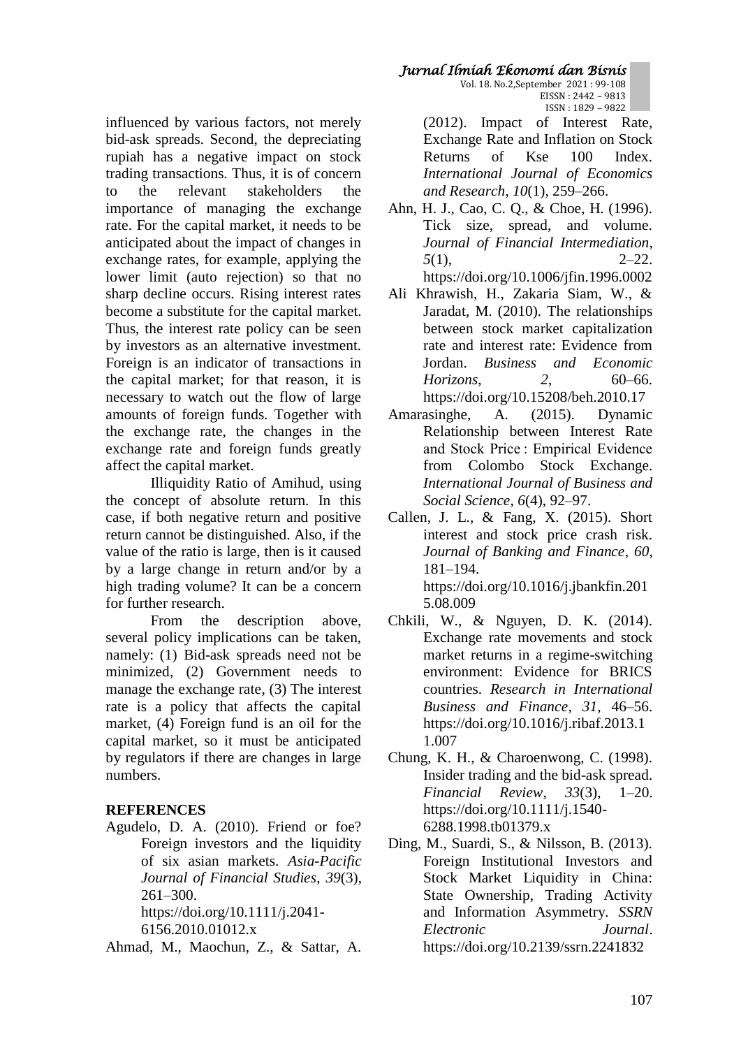influenced by various factors, not merely bid-ask spreads. Second, the depreciating rupiah has a negative impact on stock trading transactions. Thus, it is of concern to the relevant stakeholders the importance of managing the exchange rate. For the capital market, it needs to be anticipated about the impact of changes in exchange rates, for example, applying the lower limit (auto rejection) so that no sharp decline occurs. Rising interest rates become a substitute for the capital market. Thus, the interest rate policy can be seen by investors as an alternative investment. Foreign is an indicator of transactions in the capital market; for that reason, it is necessary to watch out the flow of large amounts of foreign funds. Together with the exchange rate, the changes in the exchange rate and foreign funds greatly affect the capital market.

Illiquidity Ratio of Amihud, using the concept of absolute return. In this case, if both negative return and positive return cannot be distinguished. Also, if the value of the ratio is large, then is it caused by a large change in return and/or by a high trading volume? It can be a concern for further research.

From the description above, several policy implications can be taken, namely: (1) Bid-ask spreads need not be minimized, (2) Government needs to manage the exchange rate, (3) The interest rate is a policy that affects the capital market, (4) Foreign fund is an oil for the capital market, so it must be anticipated by regulators if there are changes in large numbers.

## REFERENCES

Agudelo, D. A. (2010). Friend or foe? Foreign investors and the liquidity of six asian markets. *Asia-Pacific Journal of Financial Studies*, *39*(3), 261–300. https://doi.org/10.1111/j.2041-6156.2010.01012.x

Ahmad, M., Maochun, Z., & Sattar, A. (2012). Impact of Interest Rate, Exchange Rate and Inflation on Stock Returns of Kse 100 Index. *International Journal of Economics and Research*, *10*(1), 259–266.

Ahn, H. J., Cao, C. Q., & Choe, H. (1996). Tick size, spread, and volume. *Journal of Financial Intermediation*, *5*(1), 2–22. https://doi.org/10.1006/jfin.1996.0002

Ali Khrawish, H., Zakaria Siam, W., & Jaradat, M. (2010). The relationships between stock market capitalization rate and interest rate: Evidence from Jordan. *Business and Economic Horizons*, *2*, 60–66. https://doi.org/10.15208/beh.2010.17

Amarasinghe, A. (2015). Dynamic Relationship between Interest Rate and Stock Price : Empirical Evidence from Colombo Stock Exchange. *International Journal of Business and Social Science*, *6*(4), 92–97.

Callen, J. L., & Fang, X. (2015). Short interest and stock price crash risk. *Journal of Banking and Finance*, *60*, 181–194. https://doi.org/10.1016/j.jbankfin.2015.08.009

Chkili, W., & Nguyen, D. K. (2014). Exchange rate movements and stock market returns in a regime-switching environment: Evidence for BRICS countries. *Research in International Business and Finance*, *31*, 46–56. https://doi.org/10.1016/j.ribaf.2013.11.007

Chung, K. H., & Charoenwong, C. (1998). Insider trading and the bid-ask spread. *Financial Review*, *33*(3), 1–20. https://doi.org/10.1111/j.1540-6288.1998.tb01379.x

Ding, M., Suardi, S., & Nilsson, B. (2013). Foreign Institutional Investors and Stock Market Liquidity in China: State Ownership, Trading Activity and Information Asymmetry. *SSRN Electronic Journal*. https://doi.org/10.2139/ssrn.2241832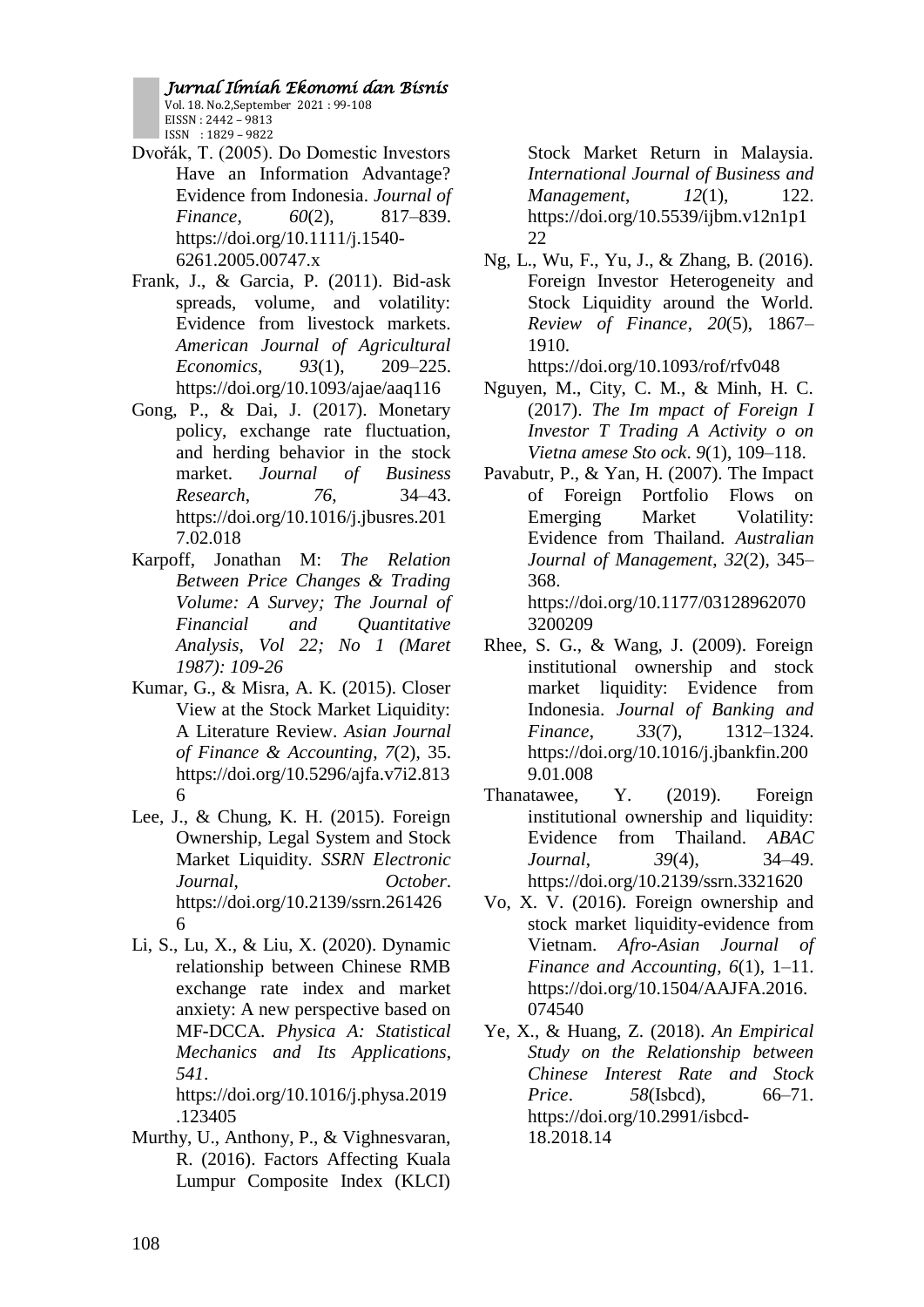Dvořák, T. (2005). Do Domestic Investors Have an Information Advantage? Evidence from Indonesia. *Journal of Finance*, *60*(2), 817–839. https://doi.org/10.1111/j.1540-6261.2005.00747.x

Frank, J., & Garcia, P. (2011). Bid-ask spreads, volume, and volatility: Evidence from livestock markets. *American Journal of Agricultural Economics*, *93*(1), 209–225. https://doi.org/10.1093/ajae/aaq116

Gong, P., & Dai, J. (2017). Monetary policy, exchange rate fluctuation, and herding behavior in the stock market. *Journal of Business Research*, *76*, 34–43. https://doi.org/10.1016/j.jbusres.2017.02.018

Karpoff, Jonathan M: *The Relation Between Price Changes & Trading Volume: A Survey; The Journal of Financial and Quantitative Analysis, Vol 22; No 1 (Maret 1987): 109-26*

Kumar, G., & Misra, A. K. (2015). Closer View at the Stock Market Liquidity: A Literature Review. *Asian Journal of Finance & Accounting*, *7*(2), 35. https://doi.org/10.5296/ajfa.v7i2.8136

Lee, J., & Chung, K. H. (2015). Foreign Ownership, Legal System and Stock Market Liquidity. *SSRN Electronic Journal*, *October*. https://doi.org/10.2139/ssrn.2614266

Li, S., Lu, X., & Liu, X. (2020). Dynamic relationship between Chinese RMB exchange rate index and market anxiety: A new perspective based on MF-DCCA. *Physica A: Statistical Mechanics and Its Applications*, *541*. https://doi.org/10.1016/j.physa.2019.123405

Murthy, U., Anthony, P., & Vighnesvaran, R. (2016). Factors Affecting Kuala Lumpur Composite Index (KLCI) Stock Market Return in Malaysia. *International Journal of Business and Management*, *12*(1), 122. https://doi.org/10.5539/ijbm.v12n1p122

Ng, L., Wu, F., Yu, J., & Zhang, B. (2016). Foreign Investor Heterogeneity and Stock Liquidity around the World. *Review of Finance*, *20*(5), 1867–1910. https://doi.org/10.1093/rof/rfv048

Nguyen, M., City, C. M., & Minh, H. C. (2017). *The Im mpact of Foreign I Investor T Trading A Activity o on Vietna amese Sto ock*. *9*(1), 109–118.

Pavabutr, P., & Yan, H. (2007). The Impact of Foreign Portfolio Flows on Emerging Market Volatility: Evidence from Thailand. *Australian Journal of Management*, *32*(2), 345–368. https://doi.org/10.1177/031289620703200209

Rhee, S. G., & Wang, J. (2009). Foreign institutional ownership and stock market liquidity: Evidence from Indonesia. *Journal of Banking and Finance*, *33*(7), 1312–1324. https://doi.org/10.1016/j.jbankfin.2009.01.008

Thanatawee, Y. (2019). Foreign institutional ownership and liquidity: Evidence from Thailand. *ABAC Journal*, *39*(4), 34–49. https://doi.org/10.2139/ssrn.3321620

Vo, X. V. (2016). Foreign ownership and stock market liquidity-evidence from Vietnam. *Afro-Asian Journal of Finance and Accounting*, *6*(1), 1–11. https://doi.org/10.1504/AAJFA.2016.074540

Ye, X., & Huang, Z. (2018). *An Empirical Study on the Relationship between Chinese Interest Rate and Stock Price*. *58*(Isbcd), 66–71. https://doi.org/10.2991/isbcd-18.2018.14